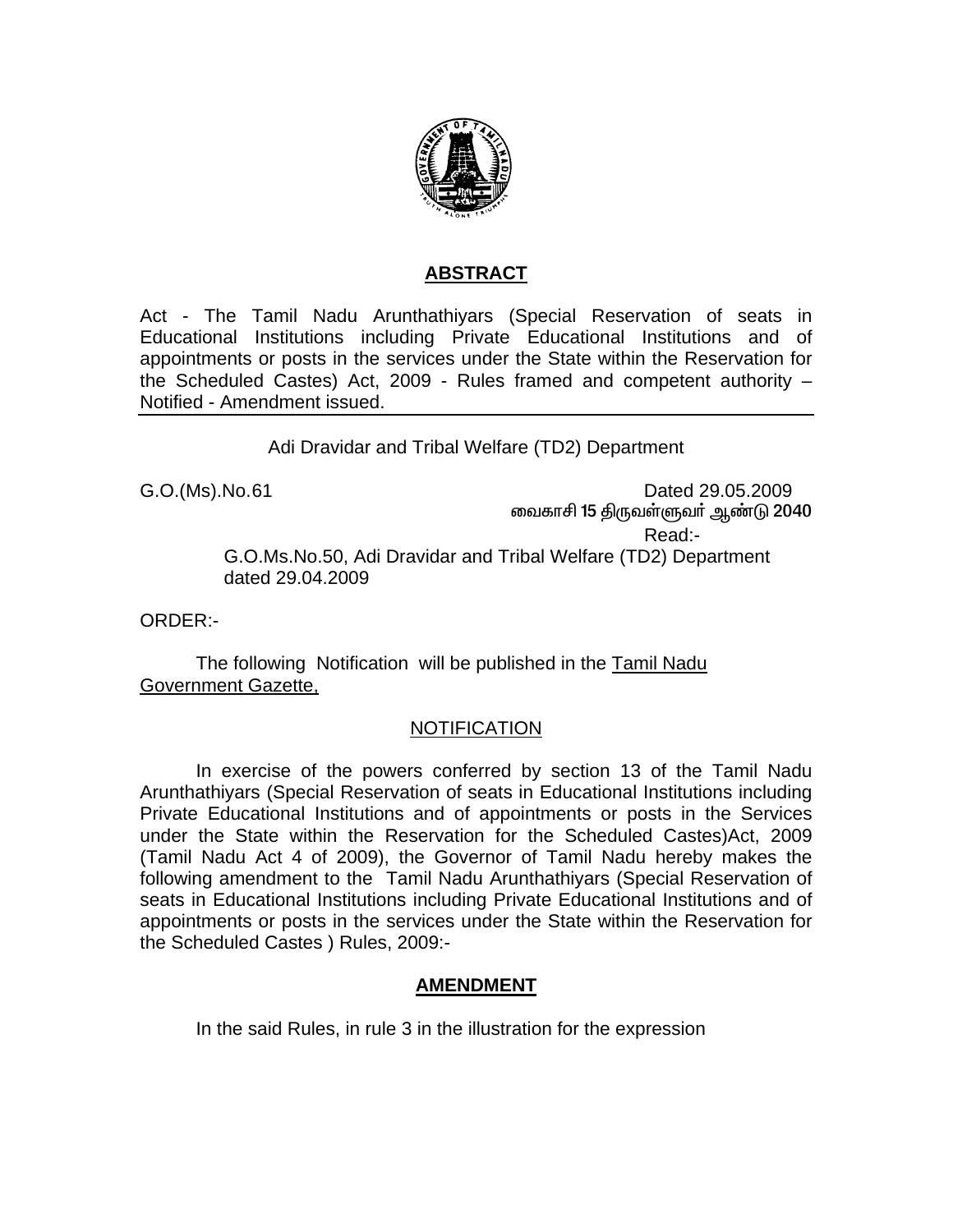## ABSTRACT

Act - The Tamil Nadu Arunthathiyars (Special Reservation of seats in Educational Institutions including Private Educational Institutions and of appointments or posts in the services under the State within the Reservation for the Scheduled Castes) Act, 2009 - Rules framed and competent authority – Notified - Amendment issued.

Adi Dravidar and Tribal Welfare (TD2) Department

G.O.(Ms).No.61 Dated 29.05.2009

வைகாசி 15 திருவள்ளுவர் ஆண்டு 2040

Read:-

G.O.Ms.No.50, Adi Dravidar and Tribal Welfare (TD2) Department dated 29.04.2009

ORDER:-

The following Notification will be published in the Tamil Nadu Government Gazette,

NOTIFICATION

In exercise of the powers conferred by section 13 of the Tamil Nadu Arunthathiyars (Special Reservation of seats in Educational Institutions including Private Educational Institutions and of appointments or posts in the Services under the State within the Reservation for the Scheduled Castes)Act, 2009 (Tamil Nadu Act 4 of 2009), the Governor of Tamil Nadu hereby makes the following amendment to the Tamil Nadu Arunthathiyars (Special Reservation of seats in Educational Institutions including Private Educational Institutions and of appointments or posts in the services under the State within the Reservation for the Scheduled Castes ) Rules, 2009:-

## AMENDMENT

In the said Rules, in rule 3 in the illustration for the expression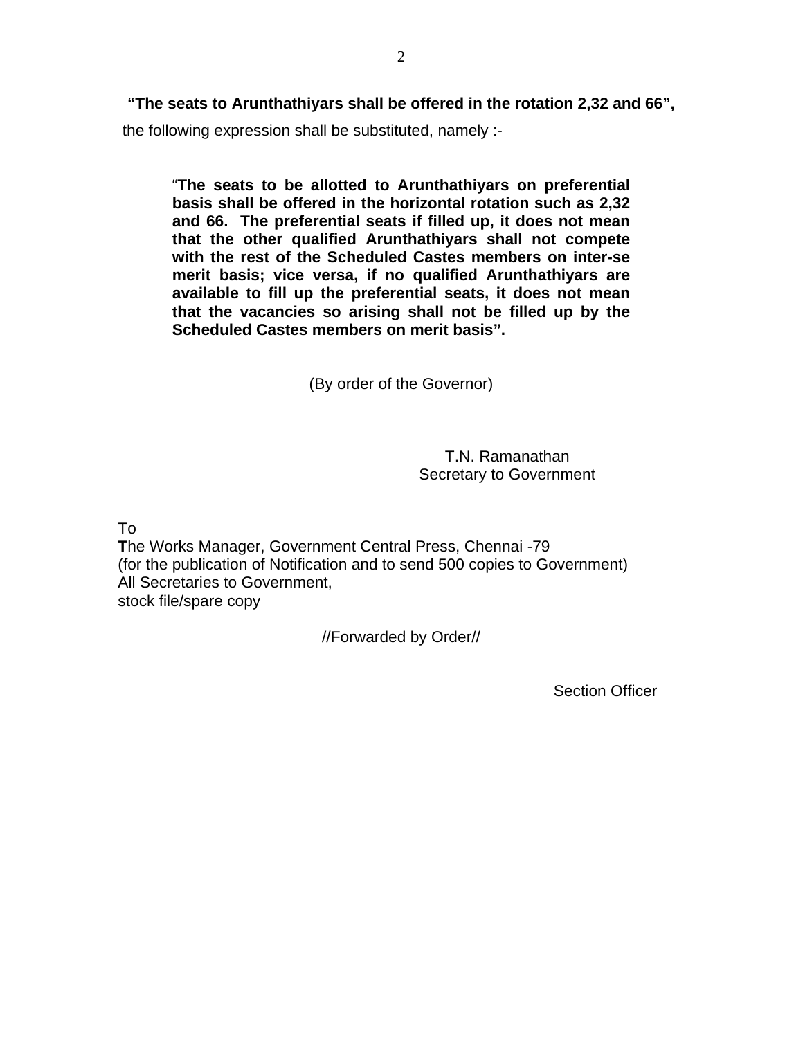**"The seats to Arunthathiyars shall be offered in the rotation 2,32 and 66",**

the following expression shall be substituted, namely :-

> "**The seats to be allotted to Arunthathiyars on preferential basis shall be offered in the horizontal rotation such as 2,32 and 66. The preferential seats if filled up, it does not mean that the other qualified Arunthathiyars shall not compete with the rest of the Scheduled Castes members on inter-se merit basis; vice versa, if no qualified Arunthathiyars are available to fill up the preferential seats, it does not mean that the vacancies so arising shall not be filled up by the Scheduled Castes members on merit basis".**

(By order of the Governor)

T.N. Ramanathan
Secretary to Government

To
**T**he Works Manager, Government Central Press, Chennai -79
(for the publication of Notification and to send 500 copies to Government)
All Secretaries to Government,
stock file/spare copy

//Forwarded by Order//

Section Officer